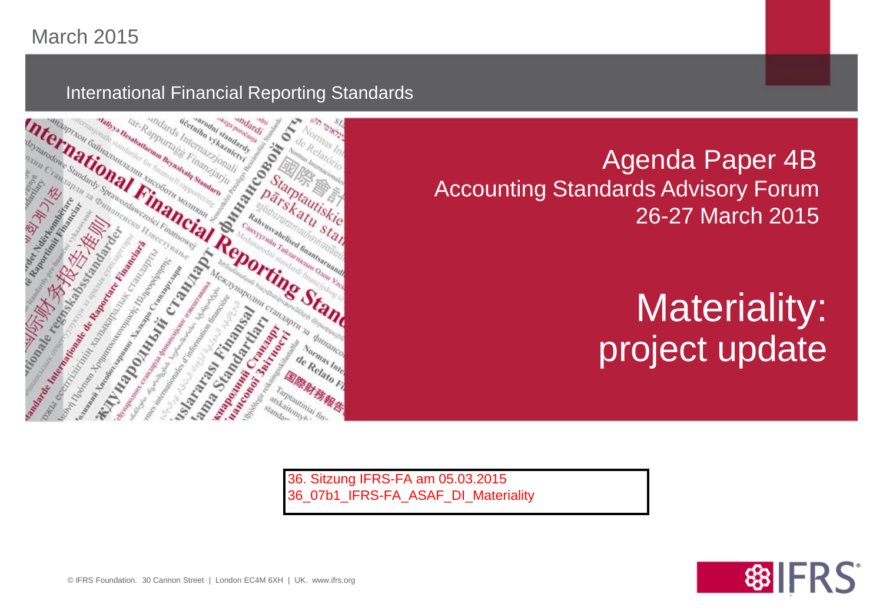March 2015

International Financial Reporting Standards

Agenda Paper 4B
Accounting Standards Advisory Forum
26-27 March 2015

# Materiality: project update

36. Sitzung IFRS-FA am 05.03.2015
36_07b1_IFRS-FA_ASAF_DI_Materiality

© IFRS Foundation. 30 Cannon Street | London EC4M 6XH | UK. www.ifrs.org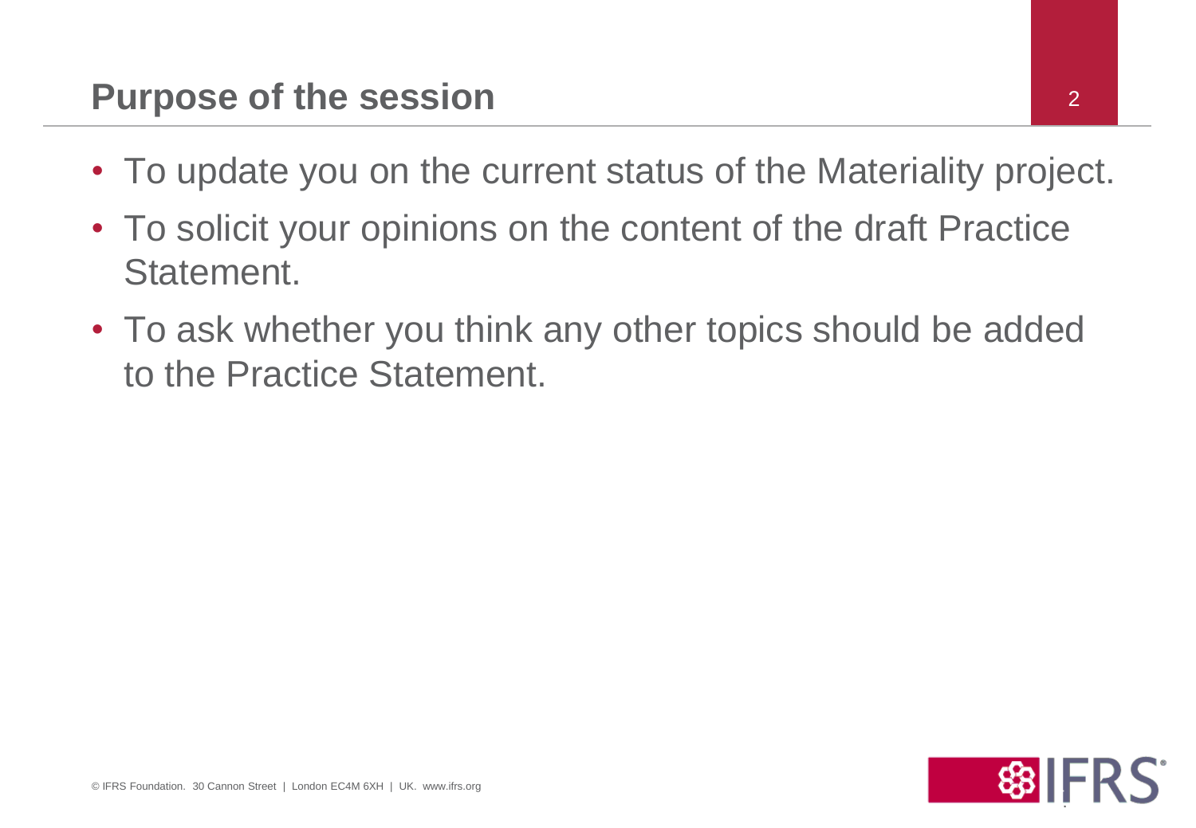## Purpose of the session

- To update you on the current status of the Materiality project.
- To solicit your opinions on the content of the draft Practice Statement.
- To ask whether you think any other topics should be added to the Practice Statement.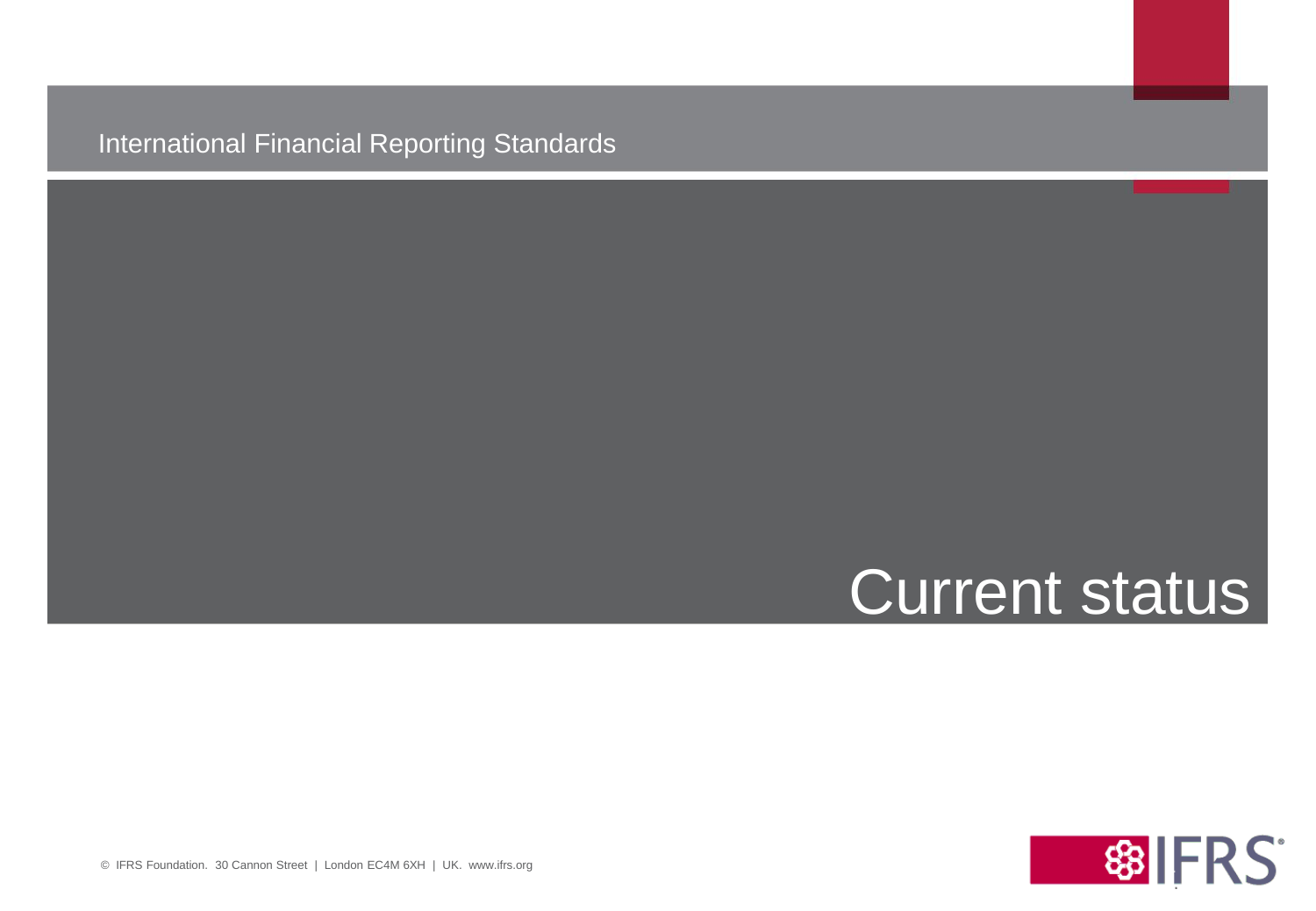International Financial Reporting Standards

# Current status

© IFRS Foundation. 30 Cannon Street | London EC4M 6XH | UK. www.ifrs.org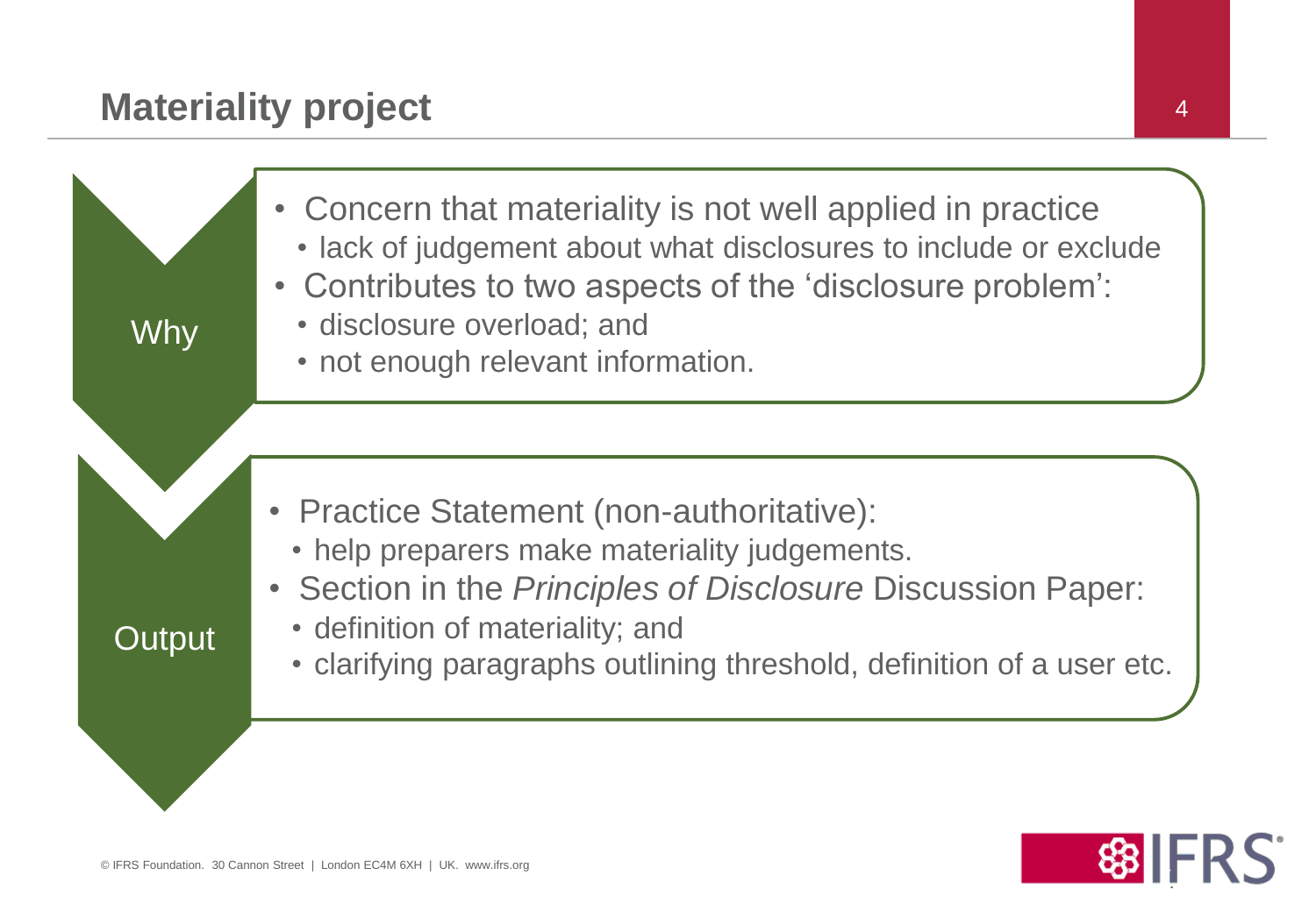# Materiality project

**Why**

- Concern that materiality is not well applied in practice
  - lack of judgement about what disclosures to include or exclude
- Contributes to two aspects of the 'disclosure problem':
  - disclosure overload; and
  - not enough relevant information.

**Output**

- Practice Statement (non-authoritative):
  - help preparers make materiality judgements.
- Section in the *Principles of Disclosure* Discussion Paper:
  - definition of materiality; and
  - clarifying paragraphs outlining threshold, definition of a user etc.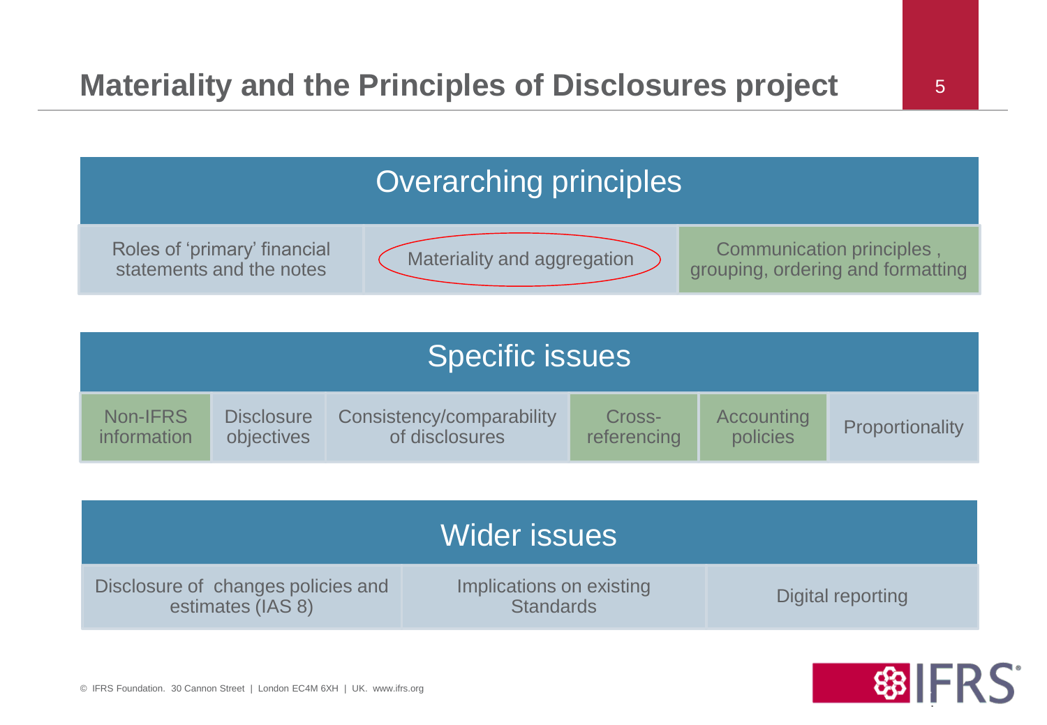# Materiality and the Principles of Disclosures project

## Overarching principles

- Roles of 'primary' financial statements and the notes
- Materiality and aggregation
- Communication principles , grouping, ordering and formatting

## Specific issues

- Non-IFRS information
- Disclosure objectives
- Consistency/comparability of disclosures
- Cross-referencing
- Accounting policies
- Proportionality

## Wider issues

- Disclosure of changes policies and estimates (IAS 8)
- Implications on existing Standards
- Digital reporting

© IFRS Foundation. 30 Cannon Street | London EC4M 6XH | UK. www.ifrs.org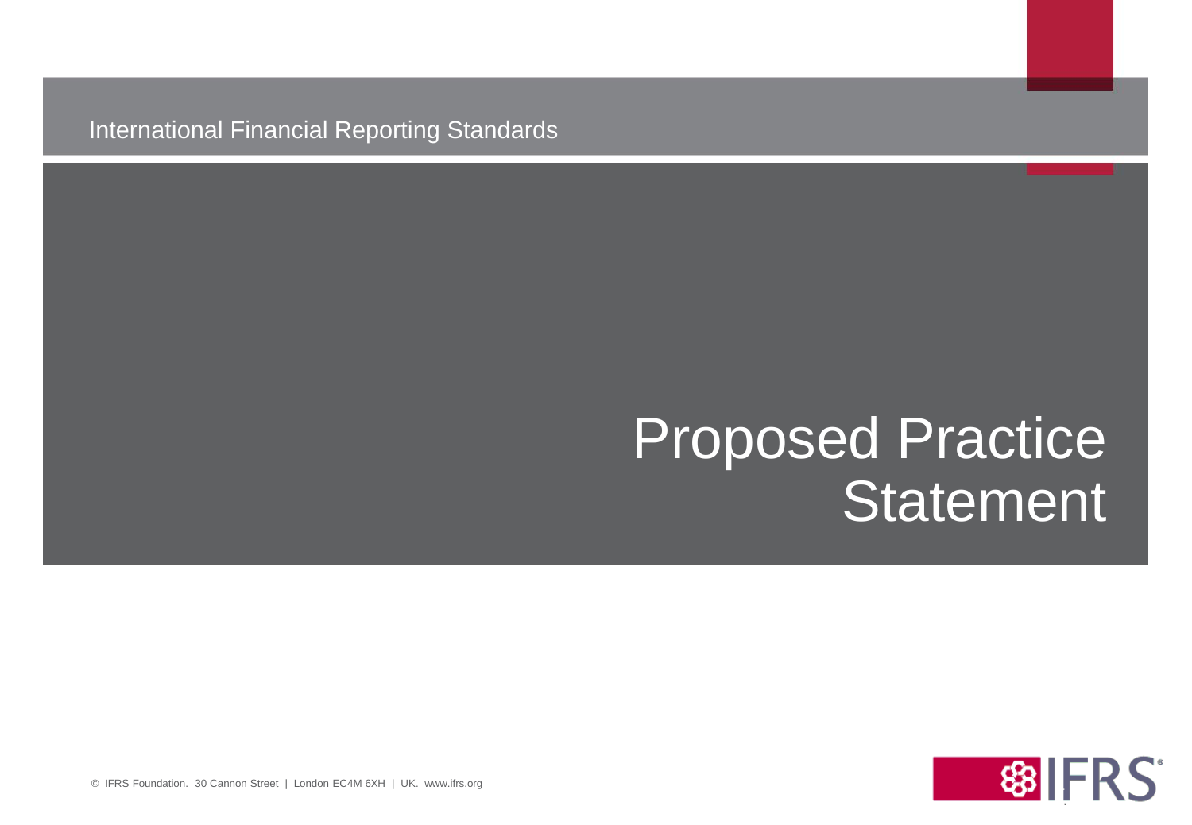International Financial Reporting Standards

# Proposed Practice Statement

© IFRS Foundation. 30 Cannon Street | London EC4M 6XH | UK. www.ifrs.org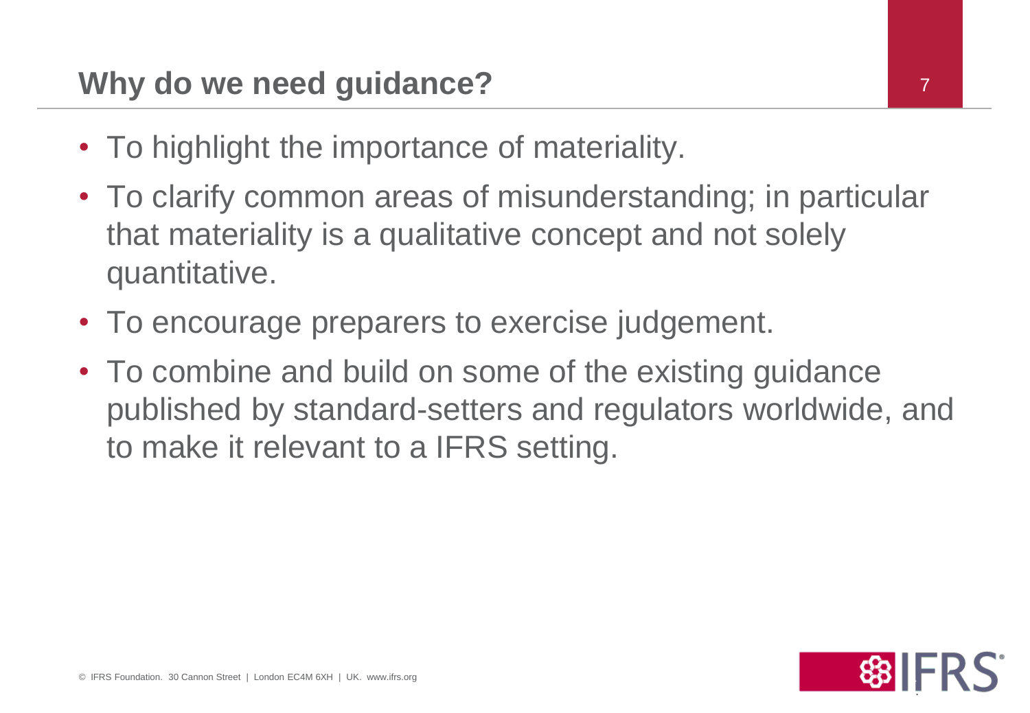## Why do we need guidance?

- To highlight the importance of materiality.
- To clarify common areas of misunderstanding; in particular that materiality is a qualitative concept and not solely quantitative.
- To encourage preparers to exercise judgement.
- To combine and build on some of the existing guidance published by standard-setters and regulators worldwide, and to make it relevant to a IFRS setting.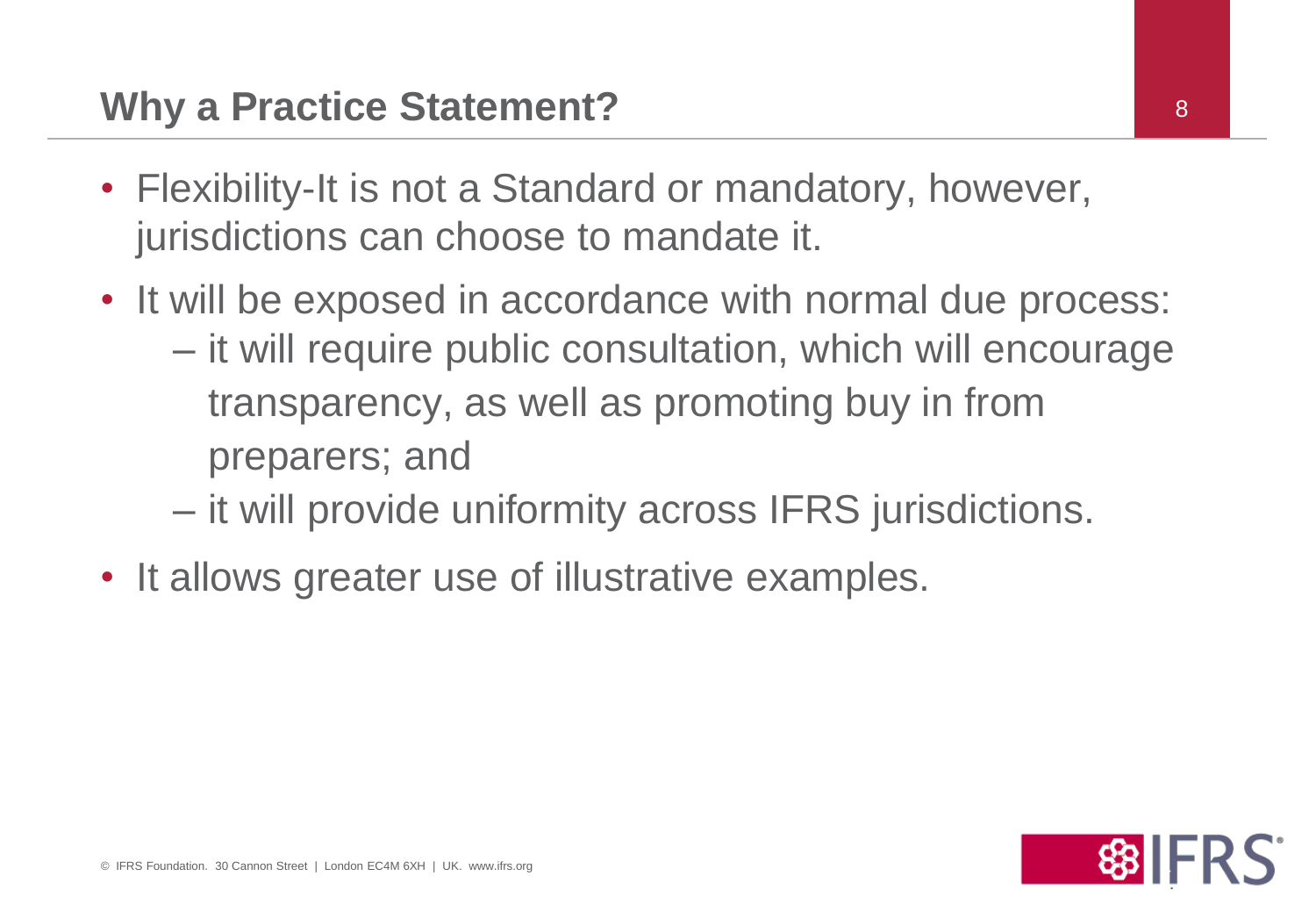## Why a Practice Statement?

- Flexibility-It is not a Standard or mandatory, however, jurisdictions can choose to mandate it.
- It will be exposed in accordance with normal due process:
  - it will require public consultation, which will encourage transparency, as well as promoting buy in from preparers; and
  - it will provide uniformity across IFRS jurisdictions.
- It allows greater use of illustrative examples.

© IFRS Foundation. 30 Cannon Street | London EC4M 6XH | UK. www.ifrs.org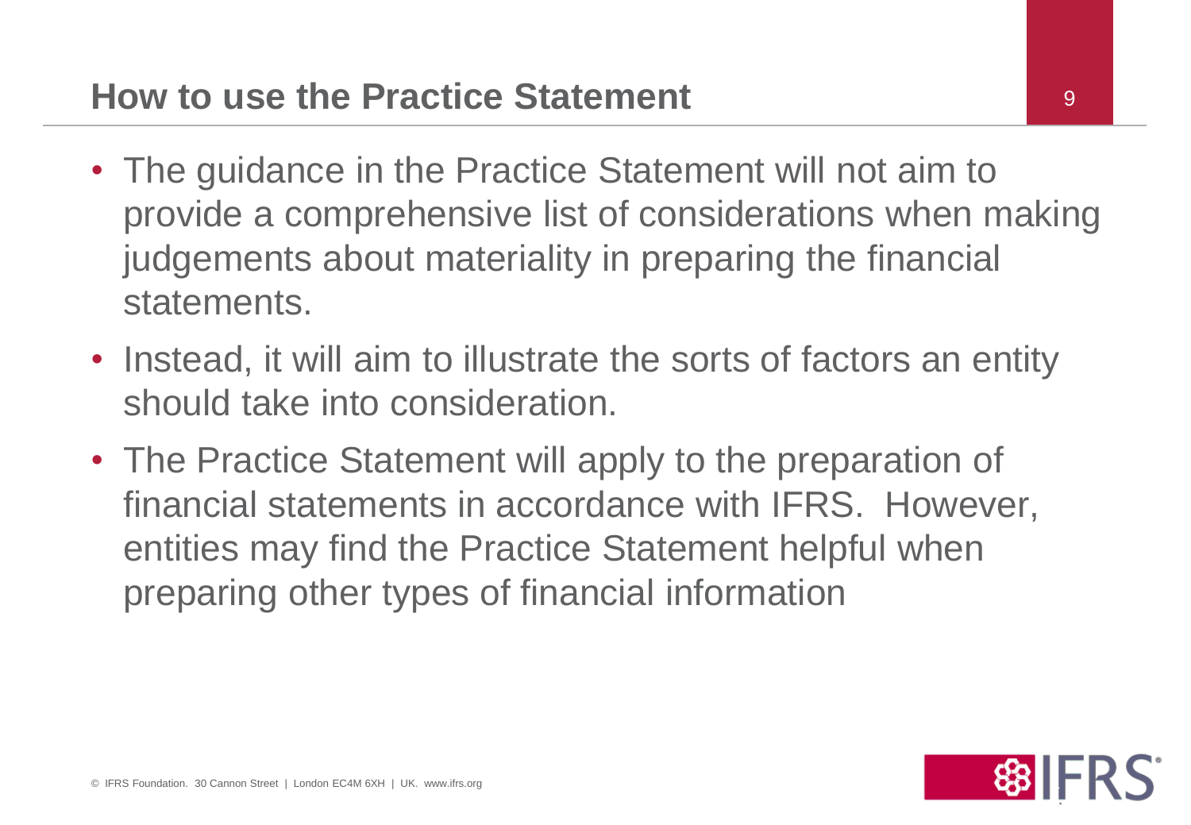# How to use the Practice Statement

- The guidance in the Practice Statement will not aim to provide a comprehensive list of considerations when making judgements about materiality in preparing the financial statements.
- Instead, it will aim to illustrate the sorts of factors an entity should take into consideration.
- The Practice Statement will apply to the preparation of financial statements in accordance with IFRS. However, entities may find the Practice Statement helpful when preparing other types of financial information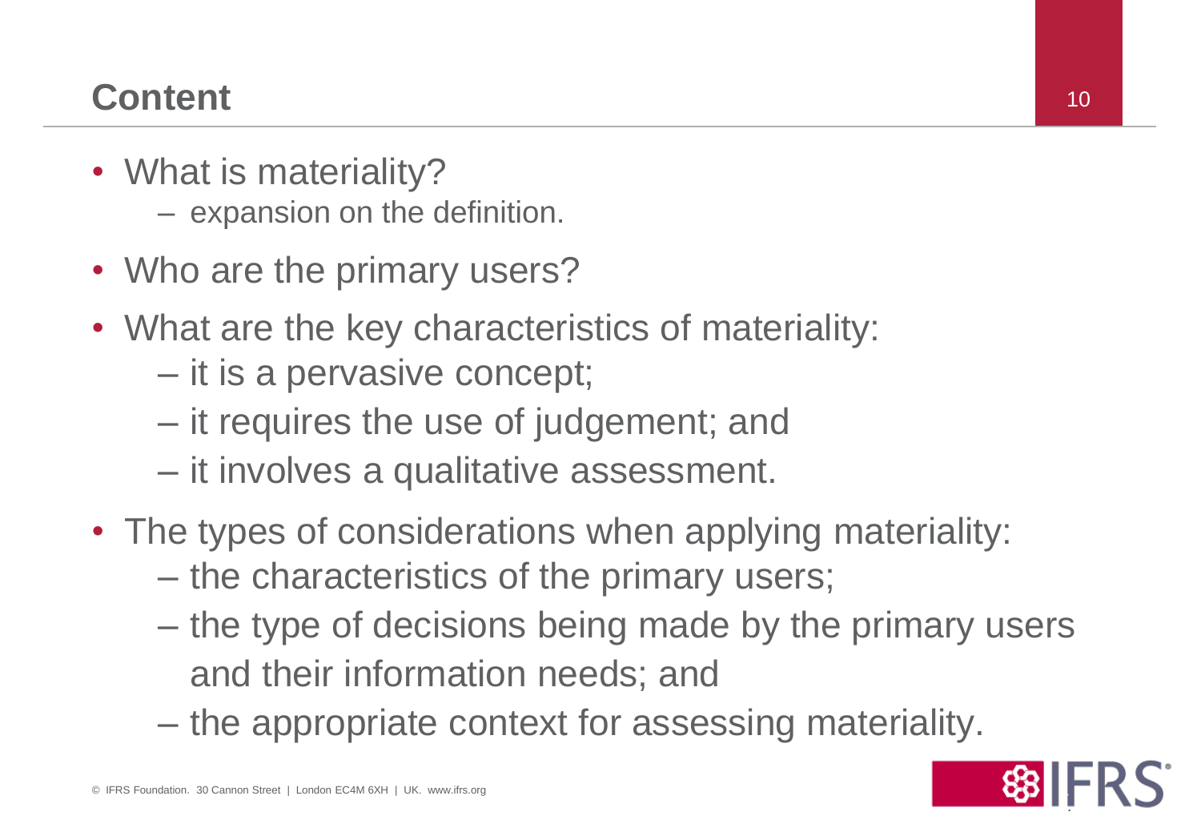# Content

- What is materiality?
  - expansion on the definition.
- Who are the primary users?
- What are the key characteristics of materiality:
  - it is a pervasive concept;
  - it requires the use of judgement; and
  - it involves a qualitative assessment.
- The types of considerations when applying materiality:
  - the characteristics of the primary users;
  - the type of decisions being made by the primary users and their information needs; and
  - the appropriate context for assessing materiality.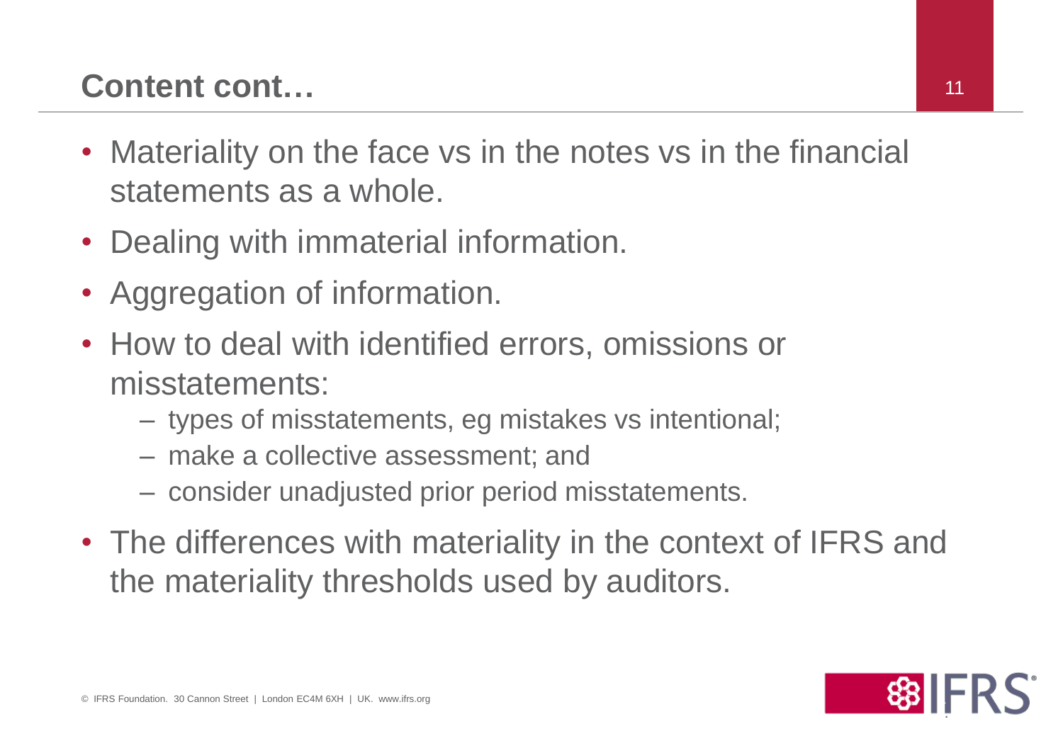## Content cont…

- Materiality on the face vs in the notes vs in the financial statements as a whole.
- Dealing with immaterial information.
- Aggregation of information.
- How to deal with identified errors, omissions or misstatements:
  - types of misstatements, eg mistakes vs intentional;
  - make a collective assessment; and
  - consider unadjusted prior period misstatements.
- The differences with materiality in the context of IFRS and the materiality thresholds used by auditors.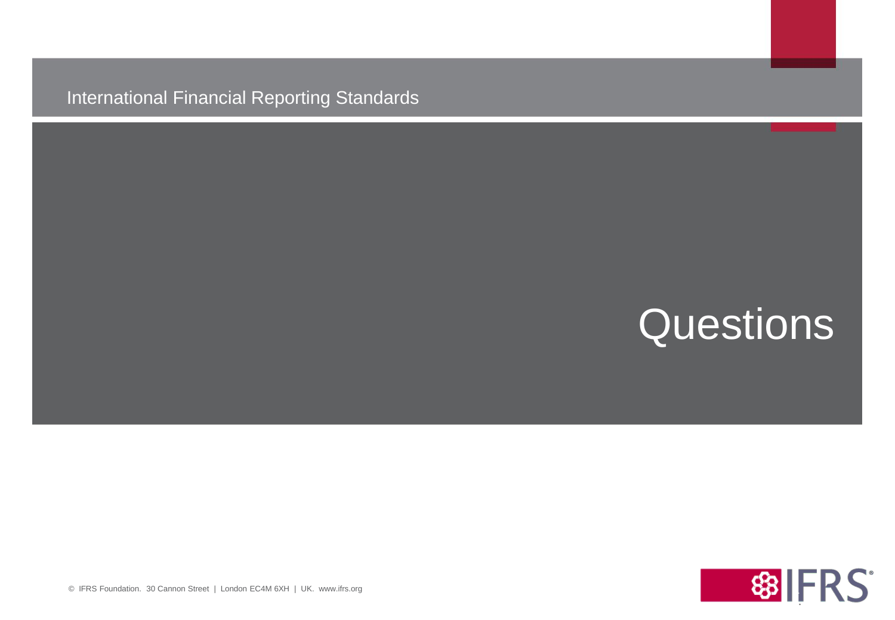International Financial Reporting Standards

# Questions

© IFRS Foundation. 30 Cannon Street | London EC4M 6XH | UK. www.ifrs.org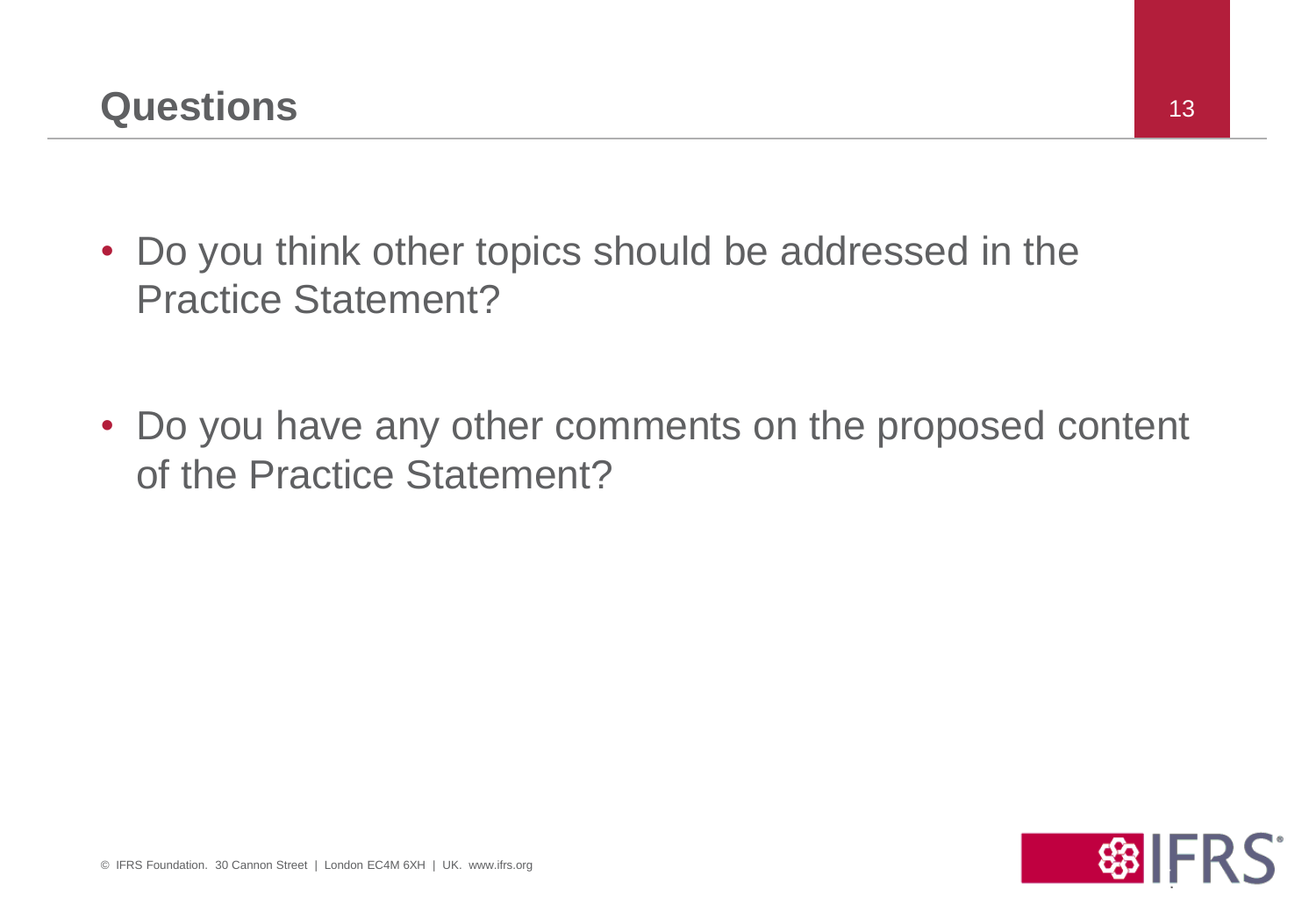# Questions

- Do you think other topics should be addressed in the Practice Statement?

- Do you have any other comments on the proposed content of the Practice Statement?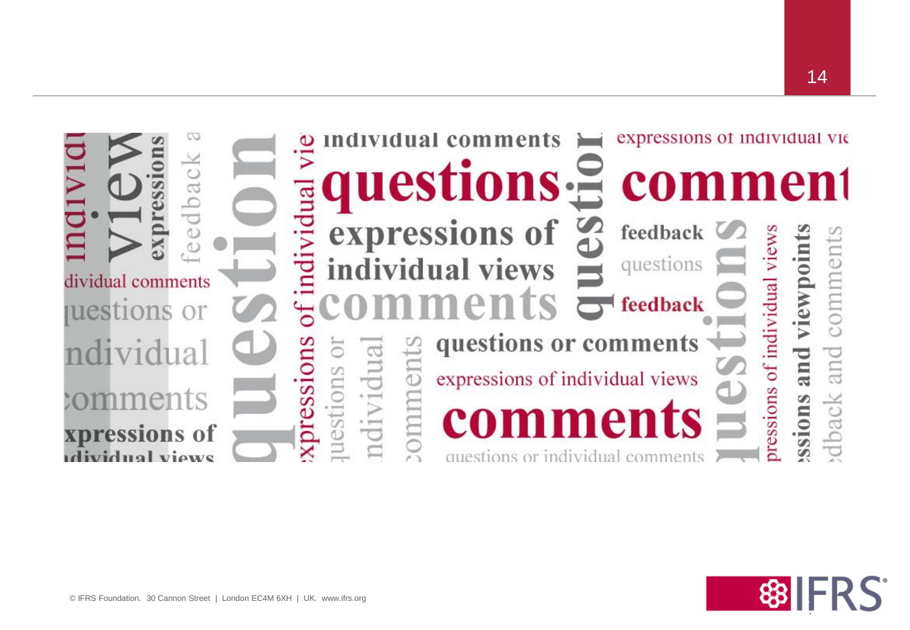individual comments

questions

expressions of individual views

comments

questions or comments

expressions of individual views

comments

questions or individual comments